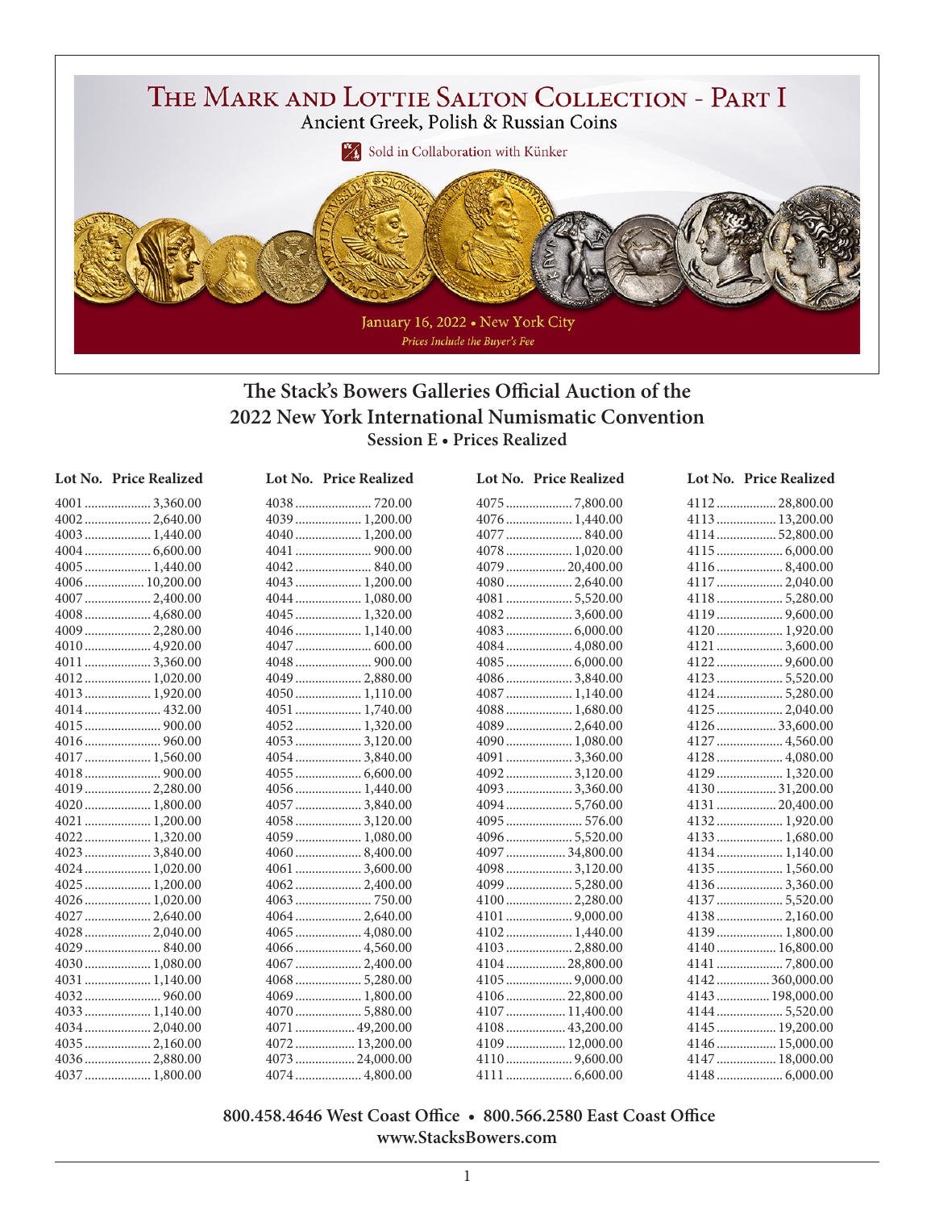# The Mark and Lottie Salton Collection - Part I

Ancient Greek, Polish & Russian Coins

Sold in Collaboration with Künker

January 16, 2022 • New York City

*Prices Include the Buyer's Fee*

## The Stack's Bowers Galleries Official Auction of the 2022 New York International Numismatic Convention

### Session E • Prices Realized

| Lot No. | Price Realized |
|---|---|
| 4001 | 3,360.00 |
| 4002 | 2,640.00 |
| 4003 | 1,440.00 |
| 4004 | 6,600.00 |
| 4005 | 1,440.00 |
| 4006 | 10,200.00 |
| 4007 | 2,400.00 |
| 4008 | 4,680.00 |
| 4009 | 2,280.00 |
| 4010 | 4,920.00 |
| 4011 | 3,360.00 |
| 4012 | 1,020.00 |
| 4013 | 1,920.00 |
| 4014 | 432.00 |
| 4015 | 900.00 |
| 4016 | 960.00 |
| 4017 | 1,560.00 |
| 4018 | 900.00 |
| 4019 | 2,280.00 |
| 4020 | 1,800.00 |
| 4021 | 1,200.00 |
| 4022 | 1,320.00 |
| 4023 | 3,840.00 |
| 4024 | 1,020.00 |
| 4025 | 1,200.00 |
| 4026 | 1,020.00 |
| 4027 | 2,640.00 |
| 4028 | 2,040.00 |
| 4029 | 840.00 |
| 4030 | 1,080.00 |
| 4031 | 1,140.00 |
| 4032 | 960.00 |
| 4033 | 1,140.00 |
| 4034 | 2,040.00 |
| 4035 | 2,160.00 |
| 4036 | 2,880.00 |
| 4037 | 1,800.00 |
| 4038 | 720.00 |
| 4039 | 1,200.00 |
| 4040 | 1,200.00 |
| 4041 | 900.00 |
| 4042 | 840.00 |
| 4043 | 1,200.00 |
| 4044 | 1,080.00 |
| 4045 | 1,320.00 |
| 4046 | 1,140.00 |
| 4047 | 600.00 |
| 4048 | 900.00 |
| 4049 | 2,880.00 |
| 4050 | 1,110.00 |
| 4051 | 1,740.00 |
| 4052 | 1,320.00 |
| 4053 | 3,120.00 |
| 4054 | 3,840.00 |
| 4055 | 6,600.00 |
| 4056 | 1,440.00 |
| 4057 | 3,840.00 |
| 4058 | 3,120.00 |
| 4059 | 1,080.00 |
| 4060 | 8,400.00 |
| 4061 | 3,600.00 |
| 4062 | 2,400.00 |
| 4063 | 750.00 |
| 4064 | 2,640.00 |
| 4065 | 4,080.00 |
| 4066 | 4,560.00 |
| 4067 | 2,400.00 |
| 4068 | 5,280.00 |
| 4069 | 1,800.00 |
| 4070 | 5,880.00 |
| 4071 | 49,200.00 |
| 4072 | 13,200.00 |
| 4073 | 24,000.00 |
| 4074 | 4,800.00 |
| 4075 | 7,800.00 |
| 4076 | 1,440.00 |
| 4077 | 840.00 |
| 4078 | 1,020.00 |
| 4079 | 20,400.00 |
| 4080 | 2,640.00 |
| 4081 | 5,520.00 |
| 4082 | 3,600.00 |
| 4083 | 6,000.00 |
| 4084 | 4,080.00 |
| 4085 | 6,000.00 |
| 4086 | 3,840.00 |
| 4087 | 1,140.00 |
| 4088 | 1,680.00 |
| 4089 | 2,640.00 |
| 4090 | 1,080.00 |
| 4091 | 3,360.00 |
| 4092 | 3,120.00 |
| 4093 | 3,360.00 |
| 4094 | 5,760.00 |
| 4095 | 576.00 |
| 4096 | 5,520.00 |
| 4097 | 34,800.00 |
| 4098 | 3,120.00 |
| 4099 | 5,280.00 |
| 4100 | 2,280.00 |
| 4101 | 9,000.00 |
| 4102 | 1,440.00 |
| 4103 | 2,880.00 |
| 4104 | 28,800.00 |
| 4105 | 9,000.00 |
| 4106 | 22,800.00 |
| 4107 | 11,400.00 |
| 4108 | 43,200.00 |
| 4109 | 12,000.00 |
| 4110 | 9,600.00 |
| 4111 | 6,600.00 |
| 4112 | 28,800.00 |
| 4113 | 13,200.00 |
| 4114 | 52,800.00 |
| 4115 | 6,000.00 |
| 4116 | 8,400.00 |
| 4117 | 2,040.00 |
| 4118 | 5,280.00 |
| 4119 | 9,600.00 |
| 4120 | 1,920.00 |
| 4121 | 3,600.00 |
| 4122 | 9,600.00 |
| 4123 | 5,520.00 |
| 4124 | 5,280.00 |
| 4125 | 2,040.00 |
| 4126 | 33,600.00 |
| 4127 | 4,560.00 |
| 4128 | 4,080.00 |
| 4129 | 1,320.00 |
| 4130 | 31,200.00 |
| 4131 | 20,400.00 |
| 4132 | 1,920.00 |
| 4133 | 1,680.00 |
| 4134 | 1,140.00 |
| 4135 | 1,560.00 |
| 4136 | 3,360.00 |
| 4137 | 5,520.00 |
| 4138 | 2,160.00 |
| 4139 | 1,800.00 |
| 4140 | 16,800.00 |
| 4141 | 7,800.00 |
| 4142 | 360,000.00 |
| 4143 | 198,000.00 |
| 4144 | 5,520.00 |
| 4145 | 19,200.00 |
| 4146 | 15,000.00 |
| 4147 | 18,000.00 |
| 4148 | 6,000.00 |

**800.458.4646 West Coast Office • 800.566.2580 East Coast Office**
**www.StacksBowers.com**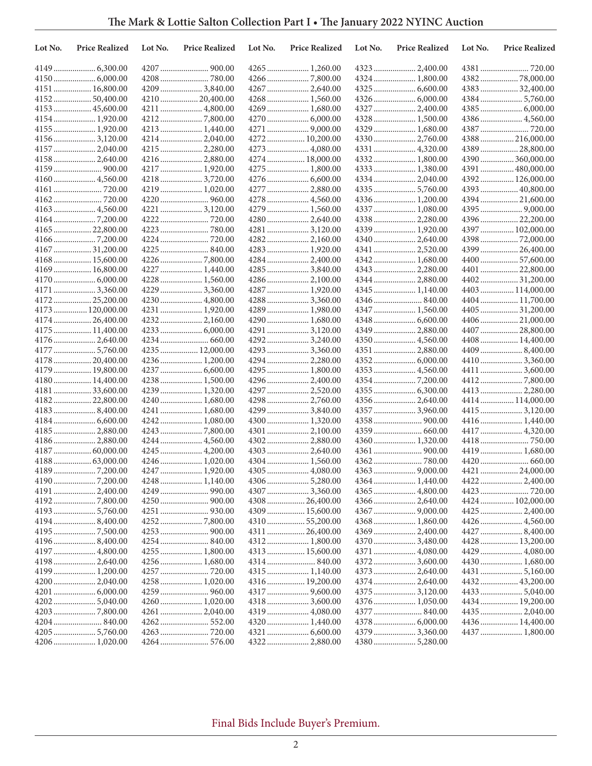| Lot No. | Price Realized | Lot No. | Price Realized | Lot No. | Price Realized | Lot No. | Price Realized | Lot No. | Price Realized |
|---|---|---|---|---|---|---|---|---|---|
| 4149 | 6,300.00 | 4207 | 900.00 | 4265 | 1,260.00 | 4323 | 2,400.00 | 4381 | 720.00 |
| 4150 | 6,000.00 | 4208 | 780.00 | 4266 | 7,800.00 | 4324 | 1,800.00 | 4382 | 78,000.00 |
| 4151 | 16,800.00 | 4209 | 3,840.00 | 4267 | 2,640.00 | 4325 | 6,600.00 | 4383 | 32,400.00 |
| 4152 | 50,400.00 | 4210 | 20,400.00 | 4268 | 1,560.00 | 4326 | 6,000.00 | 4384 | 5,760.00 |
| 4153 | 45,600.00 | 4211 | 4,800.00 | 4269 | 1,680.00 | 4327 | 2,400.00 | 4385 | 6,000.00 |
| 4154 | 1,920.00 | 4212 | 7,800.00 | 4270 | 6,000.00 | 4328 | 1,500.00 | 4386 | 4,560.00 |
| 4155 | 1,920.00 | 4213 | 1,440.00 | 4271 | 9,000.00 | 4329 | 1,680.00 | 4387 | 720.00 |
| 4156 | 3,120.00 | 4214 | 2,040.00 | 4272 | 10,200.00 | 4330 | 2,760.00 | 4388 | 216,000.00 |
| 4157 | 2,040.00 | 4215 | 2,280.00 | 4273 | 4,080.00 | 4331 | 4,320.00 | 4389 | 28,800.00 |
| 4158 | 2,640.00 | 4216 | 2,880.00 | 4274 | 18,000.00 | 4332 | 1,800.00 | 4390 | 360,000.00 |
| 4159 | 900.00 | 4217 | 1,920.00 | 4275 | 1,800.00 | 4333 | 1,380.00 | 4391 | 480,000.00 |
| 4160 | 4,560.00 | 4218 | 3,720.00 | 4276 | 6,600.00 | 4334 | 2,040.00 | 4392 | 126,000.00 |
| 4161 | 720.00 | 4219 | 1,020.00 | 4277 | 2,880.00 | 4335 | 5,760.00 | 4393 | 40,800.00 |
| 4162 | 720.00 | 4220 | 960.00 | 4278 | 4,560.00 | 4336 | 1,200.00 | 4394 | 21,600.00 |
| 4163 | 4,560.00 | 4221 | 3,120.00 | 4279 | 1,560.00 | 4337 | 1,080.00 | 4395 | 9,000.00 |
| 4164 | 7,200.00 | 4222 | 720.00 | 4280 | 2,640.00 | 4338 | 2,280.00 | 4396 | 22,200.00 |
| 4165 | 22,800.00 | 4223 | 780.00 | 4281 | 3,120.00 | 4339 | 1,920.00 | 4397 | 102,000.00 |
| 4166 | 7,200.00 | 4224 | 720.00 | 4282 | 2,160.00 | 4340 | 2,640.00 | 4398 | 72,000.00 |
| 4167 | 31,200.00 | 4225 | 840.00 | 4283 | 1,920.00 | 4341 | 2,520.00 | 4399 | 26,400.00 |
| 4168 | 15,600.00 | 4226 | 7,800.00 | 4284 | 2,400.00 | 4342 | 1,680.00 | 4400 | 57,600.00 |
| 4169 | 16,800.00 | 4227 | 1,440.00 | 4285 | 3,840.00 | 4343 | 2,280.00 | 4401 | 22,800.00 |
| 4170 | 6,000.00 | 4228 | 1,560.00 | 4286 | 2,100.00 | 4344 | 2,880.00 | 4402 | 31,200.00 |
| 4171 | 3,360.00 | 4229 | 3,360.00 | 4287 | 1,920.00 | 4345 | 1,140.00 | 4403 | 114,000.00 |
| 4172 | 25,200.00 | 4230 | 4,800.00 | 4288 | 3,360.00 | 4346 | 840.00 | 4404 | 11,700.00 |
| 4173 | 120,000.00 | 4231 | 1,920.00 | 4289 | 1,980.00 | 4347 | 1,560.00 | 4405 | 31,200.00 |
| 4174 | 26,400.00 | 4232 | 2,160.00 | 4290 | 1,680.00 | 4348 | 6,600.00 | 4406 | 21,000.00 |
| 4175 | 11,400.00 | 4233 | 6,000.00 | 4291 | 3,120.00 | 4349 | 2,880.00 | 4407 | 28,800.00 |
| 4176 | 2,640.00 | 4234 | 660.00 | 4292 | 3,240.00 | 4350 | 4,560.00 | 4408 | 14,400.00 |
| 4177 | 5,760.00 | 4235 | 12,000.00 | 4293 | 3,360.00 | 4351 | 2,880.00 | 4409 | 8,400.00 |
| 4178 | 20,400.00 | 4236 | 1,200.00 | 4294 | 2,280.00 | 4352 | 6,000.00 | 4410 | 3,360.00 |
| 4179 | 19,800.00 | 4237 | 6,600.00 | 4295 | 1,800.00 | 4353 | 4,560.00 | 4411 | 3,600.00 |
| 4180 | 14,400.00 | 4238 | 1,500.00 | 4296 | 2,400.00 | 4354 | 7,200.00 | 4412 | 7,800.00 |
| 4181 | 33,600.00 | 4239 | 1,320.00 | 4297 | 2,520.00 | 4355 | 6,300.00 | 4413 | 2,280.00 |
| 4182 | 22,800.00 | 4240 | 1,680.00 | 4298 | 2,760.00 | 4356 | 2,640.00 | 4414 | 114,000.00 |
| 4183 | 8,400.00 | 4241 | 1,680.00 | 4299 | 3,840.00 | 4357 | 3,960.00 | 4415 | 3,120.00 |
| 4184 | 6,600.00 | 4242 | 1,080.00 | 4300 | 1,320.00 | 4358 | 900.00 | 4416 | 1,440.00 |
| 4185 | 2,880.00 | 4243 | 7,800.00 | 4301 | 2,100.00 | 4359 | 660.00 | 4417 | 4,320.00 |
| 4186 | 2,880.00 | 4244 | 4,560.00 | 4302 | 2,880.00 | 4360 | 1,320.00 | 4418 | 750.00 |
| 4187 | 60,000.00 | 4245 | 4,200.00 | 4303 | 2,640.00 | 4361 | 900.00 | 4419 | 1,680.00 |
| 4188 | 63,000.00 | 4246 | 1,020.00 | 4304 | 1,560.00 | 4362 | 780.00 | 4420 | 660.00 |
| 4189 | 7,200.00 | 4247 | 1,920.00 | 4305 | 4,080.00 | 4363 | 9,000.00 | 4421 | 24,000.00 |
| 4190 | 7,200.00 | 4248 | 1,140.00 | 4306 | 5,280.00 | 4364 | 1,440.00 | 4422 | 2,400.00 |
| 4191 | 2,400.00 | 4249 | 990.00 | 4307 | 3,360.00 | 4365 | 4,800.00 | 4423 | 720.00 |
| 4192 | 7,800.00 | 4250 | 900.00 | 4308 | 26,400.00 | 4366 | 2,640.00 | 4424 | 102,000.00 |
| 4193 | 5,760.00 | 4251 | 930.00 | 4309 | 15,600.00 | 4367 | 9,000.00 | 4425 | 2,400.00 |
| 4194 | 8,400.00 | 4252 | 7,800.00 | 4310 | 55,200.00 | 4368 | 1,860.00 | 4426 | 4,560.00 |
| 4195 | 7,500.00 | 4253 | 900.00 | 4311 | 26,400.00 | 4369 | 2,400.00 | 4427 | 8,400.00 |
| 4196 | 8,400.00 | 4254 | 840.00 | 4312 | 1,800.00 | 4370 | 3,480.00 | 4428 | 13,200.00 |
| 4197 | 4,800.00 | 4255 | 1,800.00 | 4313 | 15,600.00 | 4371 | 4,080.00 | 4429 | 4,080.00 |
| 4198 | 2,640.00 | 4256 | 1,680.00 | 4314 | 840.00 | 4372 | 3,600.00 | 4430 | 1,680.00 |
| 4199 | 1,200.00 | 4257 | 720.00 | 4315 | 1,140.00 | 4373 | 2,640.00 | 4431 | 5,160.00 |
| 4200 | 2,040.00 | 4258 | 1,020.00 | 4316 | 19,200.00 | 4374 | 2,640.00 | 4432 | 43,200.00 |
| 4201 | 6,000.00 | 4259 | 960.00 | 4317 | 9,600.00 | 4375 | 3,120.00 | 4433 | 5,040.00 |
| 4202 | 5,040.00 | 4260 | 1,020.00 | 4318 | 3,600.00 | 4376 | 1,050.00 | 4434 | 19,200.00 |
| 4203 | 7,800.00 | 4261 | 2,040.00 | 4319 | 4,080.00 | 4377 | 840.00 | 4435 | 2,040.00 |
| 4204 | 840.00 | 4262 | 552.00 | 4320 | 1,440.00 | 4378 | 6,000.00 | 4436 | 14,400.00 |
| 4205 | 5,760.00 | 4263 | 720.00 | 4321 | 6,600.00 | 4379 | 3,360.00 | 4437 | 1,800.00 |
| 4206 | 1,020.00 | 4264 | 576.00 | 4322 | 2,880.00 | 4380 | 5,280.00 | | |

Final Bids Include Buyer's Premium.